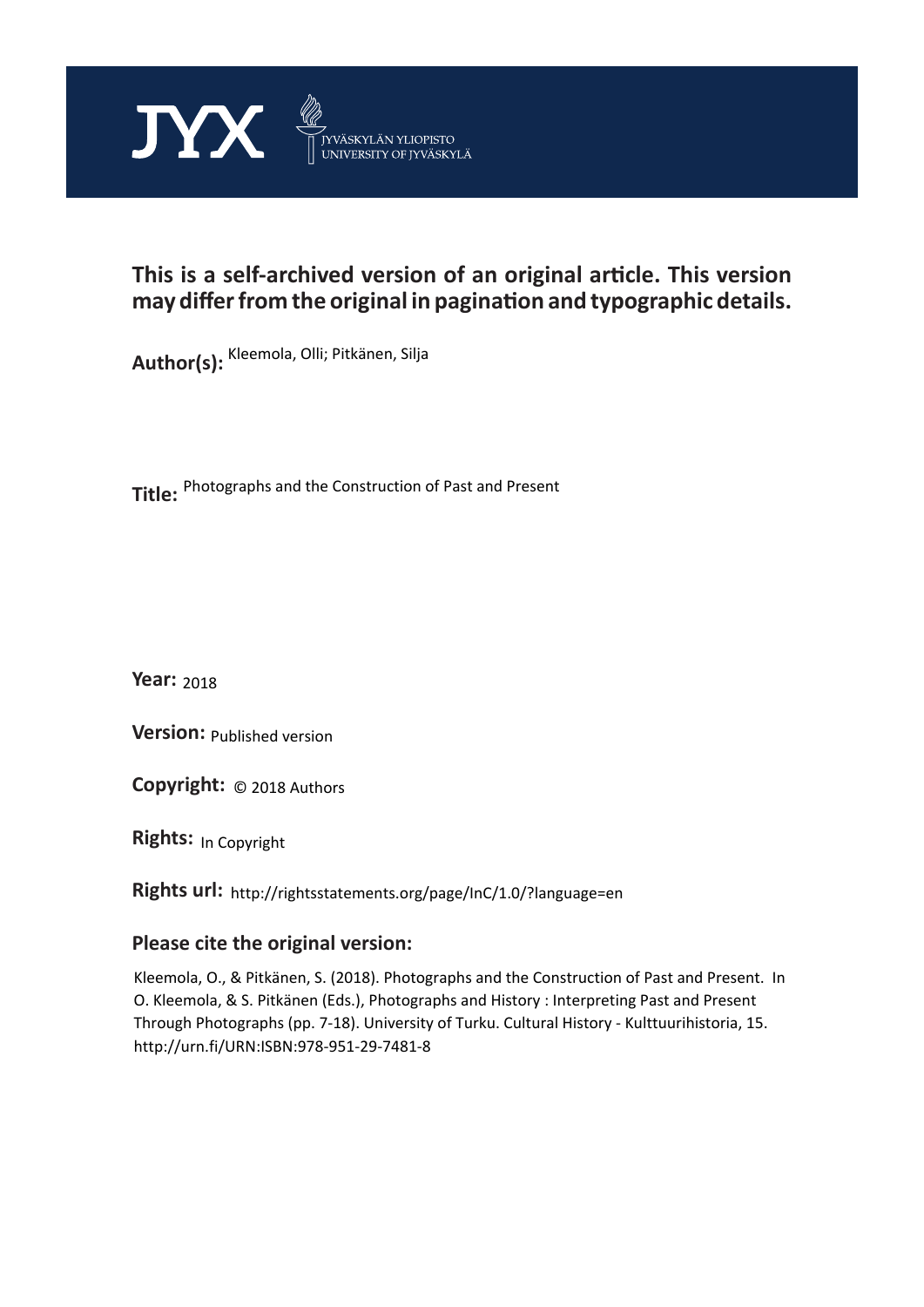JYX JYVÄSKYLÄN YLIOPISTO UNIVERSITY OF JYVÄSKYLÄ

# This is a self-archived version of an original article. This version may differ from the original in pagination and typographic details.

**Author(s):** Kleemola, Olli; Pitkänen, Silja

**Title:** Photographs and the Construction of Past and Present

**Year:** 2018

**Version:** Published version

**Copyright:** © 2018 Authors

**Rights:** In Copyright

**Rights url:** http://rightsstatements.org/page/InC/1.0/?language=en

## Please cite the original version:

Kleemola, O., & Pitkänen, S. (2018). Photographs and the Construction of Past and Present. In O. Kleemola, & S. Pitkänen (Eds.), Photographs and History : Interpreting Past and Present Through Photographs (pp. 7-18). University of Turku. Cultural History - Kulttuurihistoria, 15. http://urn.fi/URN:ISBN:978-951-29-7481-8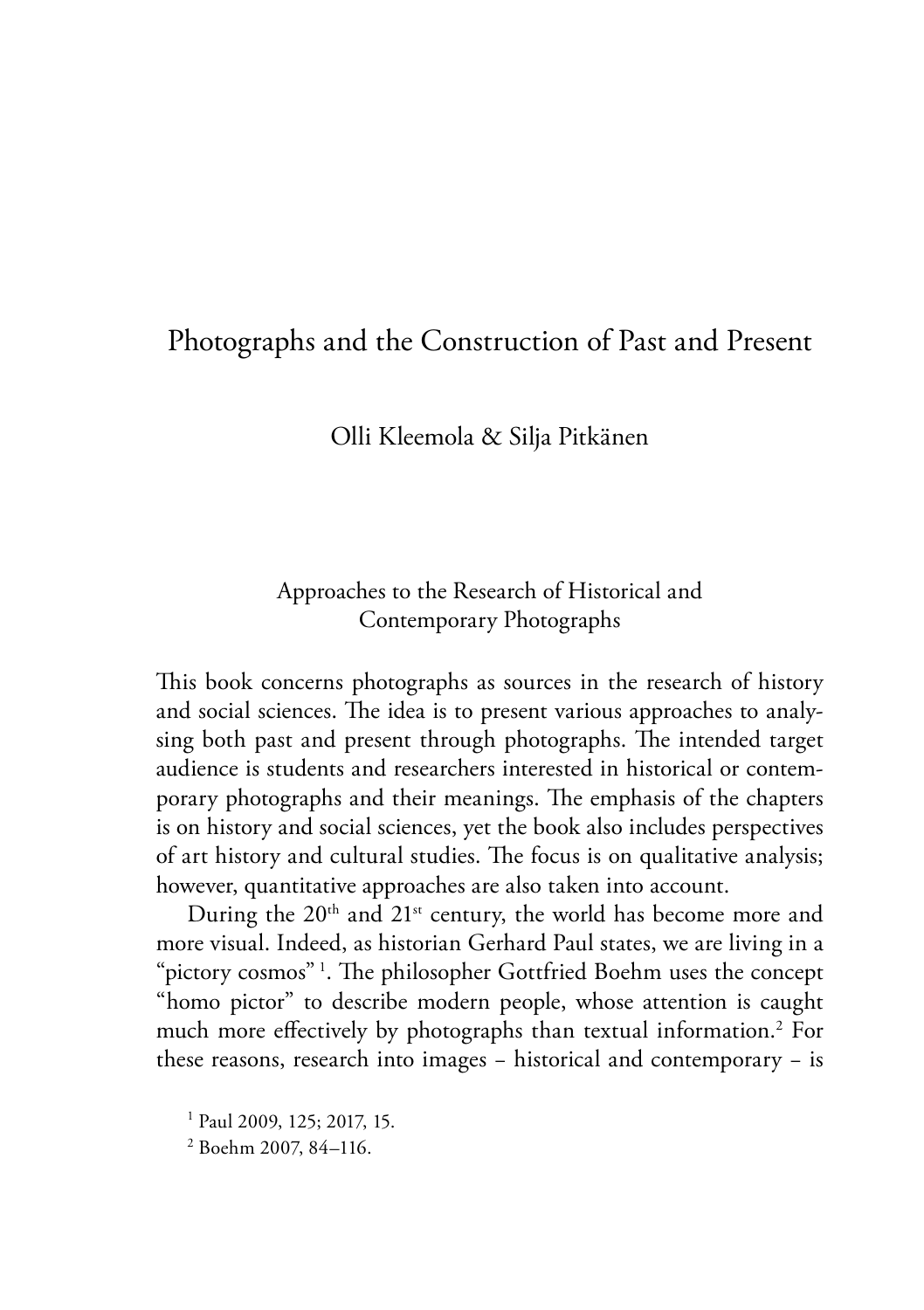# Photographs and the Construction of Past and Present

Olli Kleemola & Silja Pitkänen

## Approaches to the Research of Historical and Contemporary Photographs

This book concerns photographs as sources in the research of history and social sciences. The idea is to present various approaches to analysing both past and present through photographs. The intended target audience is students and researchers interested in historical or contemporary photographs and their meanings. The emphasis of the chapters is on history and social sciences, yet the book also includes perspectives of art history and cultural studies. The focus is on qualitative analysis; however, quantitative approaches are also taken into account.

During the 20th and 21st century, the world has become more and more visual. Indeed, as historian Gerhard Paul states, we are living in a "pictory cosmos" [1]. The philosopher Gottfried Boehm uses the concept "homo pictor" to describe modern people, whose attention is caught much more effectively by photographs than textual information.[2] For these reasons, research into images – historical and contemporary – is

[1] Paul 2009, 125; 2017, 15.

[2] Boehm 2007, 84–116.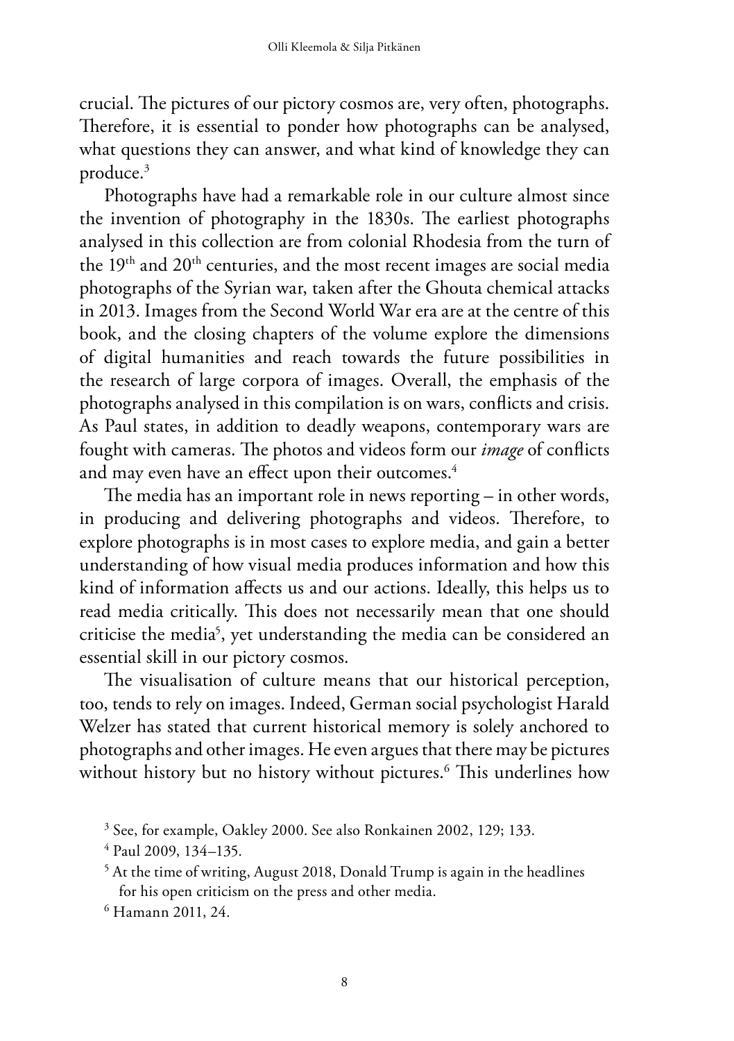crucial. The pictures of our pictory cosmos are, very often, photographs. Therefore, it is essential to ponder how photographs can be analysed, what questions they can answer, and what kind of knowledge they can produce.[3]

Photographs have had a remarkable role in our culture almost since the invention of photography in the 1830s. The earliest photographs analysed in this collection are from colonial Rhodesia from the turn of the 19th and 20th centuries, and the most recent images are social media photographs of the Syrian war, taken after the Ghouta chemical attacks in 2013. Images from the Second World War era are at the centre of this book, and the closing chapters of the volume explore the dimensions of digital humanities and reach towards the future possibilities in the research of large corpora of images. Overall, the emphasis of the photographs analysed in this compilation is on wars, conflicts and crisis. As Paul states, in addition to deadly weapons, contemporary wars are fought with cameras. The photos and videos form our *image* of conflicts and may even have an effect upon their outcomes.[4]

The media has an important role in news reporting – in other words, in producing and delivering photographs and videos. Therefore, to explore photographs is in most cases to explore media, and gain a better understanding of how visual media produces information and how this kind of information affects us and our actions. Ideally, this helps us to read media critically. This does not necessarily mean that one should criticise the media[5], yet understanding the media can be considered an essential skill in our pictory cosmos.

The visualisation of culture means that our historical perception, too, tends to rely on images. Indeed, German social psychologist Harald Welzer has stated that current historical memory is solely anchored to photographs and other images. He even argues that there may be pictures without history but no history without pictures.[6] This underlines how

[3] See, for example, Oakley 2000. See also Ronkainen 2002, 129; 133.

[4] Paul 2009, 134–135.

[5] At the time of writing, August 2018, Donald Trump is again in the headlines for his open criticism on the press and other media.

[6] Hamann 2011, 24.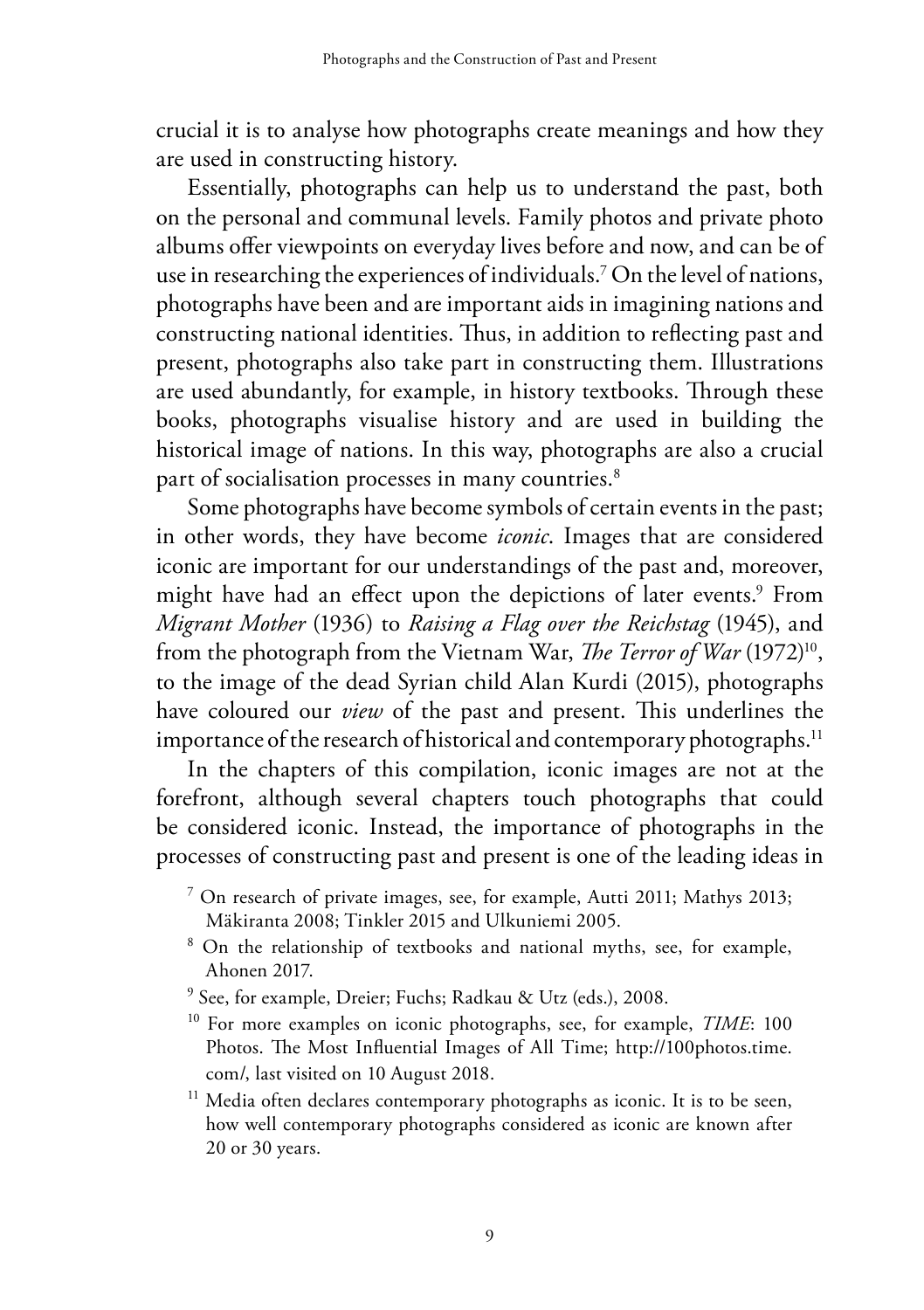crucial it is to analyse how photographs create meanings and how they are used in constructing history.

Essentially, photographs can help us to understand the past, both on the personal and communal levels. Family photos and private photo albums offer viewpoints on everyday lives before and now, and can be of use in researching the experiences of individuals.[7] On the level of nations, photographs have been and are important aids in imagining nations and constructing national identities. Thus, in addition to reflecting past and present, photographs also take part in constructing them. Illustrations are used abundantly, for example, in history textbooks. Through these books, photographs visualise history and are used in building the historical image of nations. In this way, photographs are also a crucial part of socialisation processes in many countries.[8]

Some photographs have become symbols of certain events in the past; in other words, they have become *iconic*. Images that are considered iconic are important for our understandings of the past and, moreover, might have had an effect upon the depictions of later events.[9] From *Migrant Mother* (1936) to *Raising a Flag over the Reichstag* (1945), and from the photograph from the Vietnam War, *The Terror of War* (1972)[10], to the image of the dead Syrian child Alan Kurdi (2015), photographs have coloured our *view* of the past and present. This underlines the importance of the research of historical and contemporary photographs.[11]

In the chapters of this compilation, iconic images are not at the forefront, although several chapters touch photographs that could be considered iconic. Instead, the importance of photographs in the processes of constructing past and present is one of the leading ideas in

[7] On research of private images, see, for example, Autti 2011; Mathys 2013; Mäkiranta 2008; Tinkler 2015 and Ulkuniemi 2005.

[8] On the relationship of textbooks and national myths, see, for example, Ahonen 2017.

[9] See, for example, Dreier; Fuchs; Radkau & Utz (eds.), 2008.

[10] For more examples on iconic photographs, see, for example, *TIME*: 100 Photos. The Most Influential Images of All Time; http://100photos.time.com/, last visited on 10 August 2018.

[11] Media often declares contemporary photographs as iconic. It is to be seen, how well contemporary photographs considered as iconic are known after 20 or 30 years.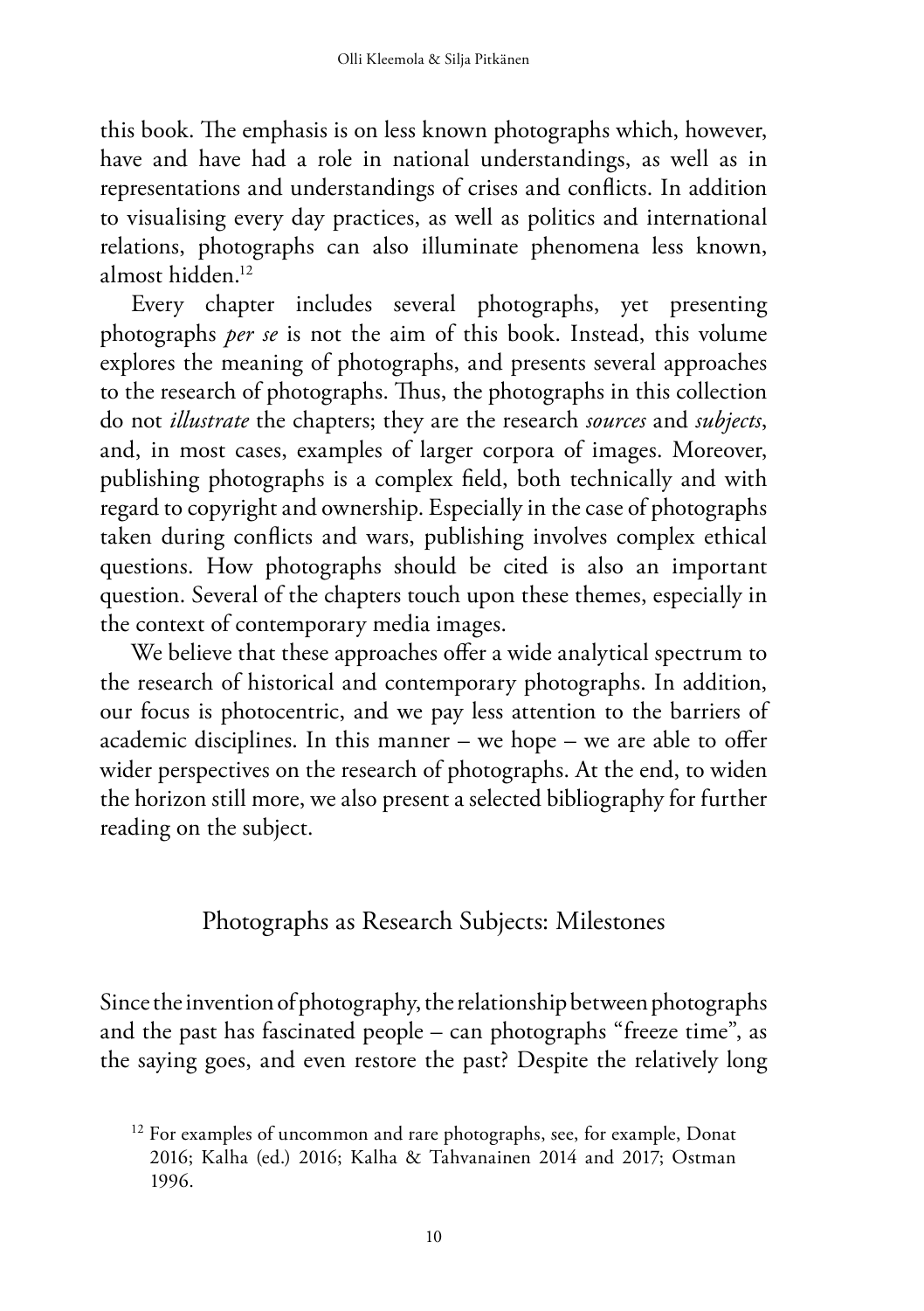this book. The emphasis is on less known photographs which, however, have and have had a role in national understandings, as well as in representations and understandings of crises and conflicts. In addition to visualising every day practices, as well as politics and international relations, photographs can also illuminate phenomena less known, almost hidden.[12]

Every chapter includes several photographs, yet presenting photographs *per se* is not the aim of this book. Instead, this volume explores the meaning of photographs, and presents several approaches to the research of photographs. Thus, the photographs in this collection do not *illustrate* the chapters; they are the research *sources* and *subjects*, and, in most cases, examples of larger corpora of images. Moreover, publishing photographs is a complex field, both technically and with regard to copyright and ownership. Especially in the case of photographs taken during conflicts and wars, publishing involves complex ethical questions. How photographs should be cited is also an important question. Several of the chapters touch upon these themes, especially in the context of contemporary media images.

We believe that these approaches offer a wide analytical spectrum to the research of historical and contemporary photographs. In addition, our focus is photocentric, and we pay less attention to the barriers of academic disciplines. In this manner – we hope – we are able to offer wider perspectives on the research of photographs. At the end, to widen the horizon still more, we also present a selected bibliography for further reading on the subject.

## Photographs as Research Subjects: Milestones

Since the invention of photography, the relationship between photographs and the past has fascinated people – can photographs "freeze time", as the saying goes, and even restore the past? Despite the relatively long

[12] For examples of uncommon and rare photographs, see, for example, Donat 2016; Kalha (ed.) 2016; Kalha & Tahvanainen 2014 and 2017; Ostman 1996.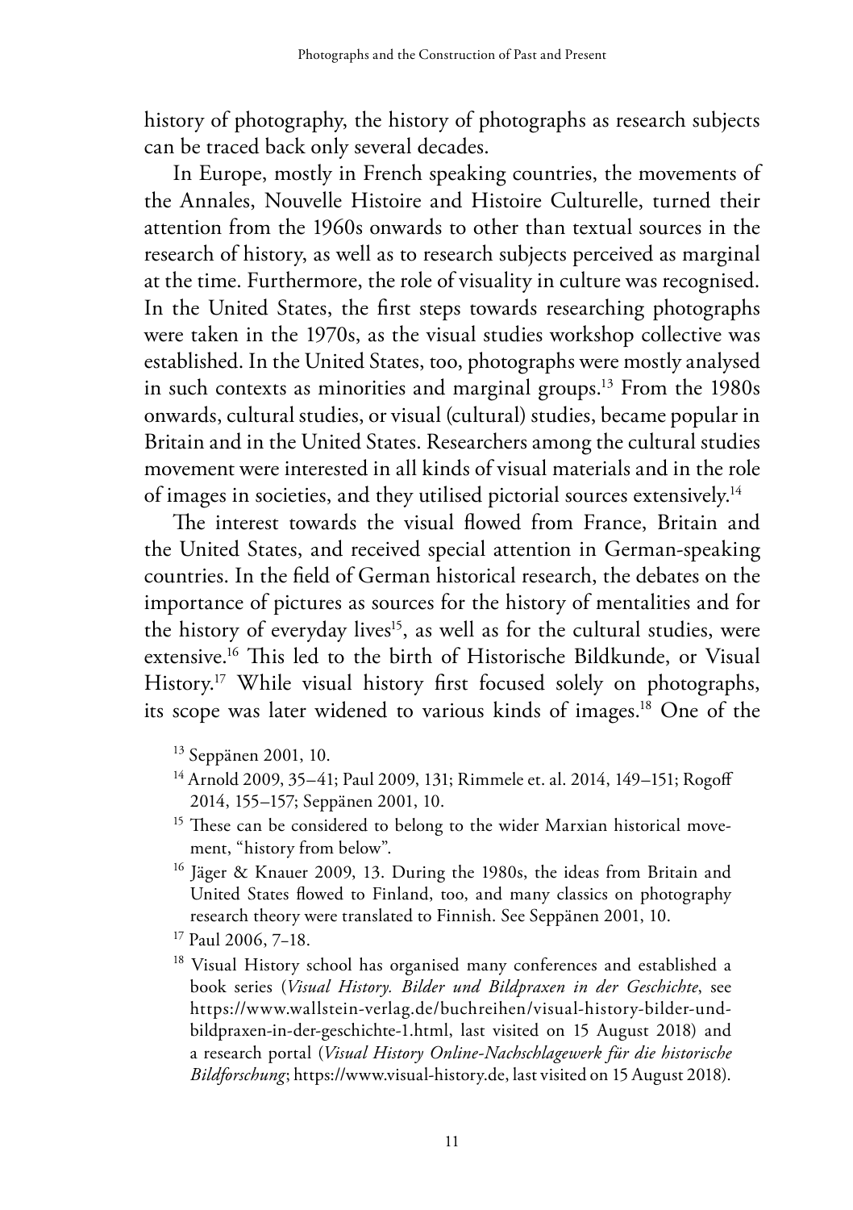history of photography, the history of photographs as research subjects can be traced back only several decades.

In Europe, mostly in French speaking countries, the movements of the Annales, Nouvelle Histoire and Histoire Culturelle, turned their attention from the 1960s onwards to other than textual sources in the research of history, as well as to research subjects perceived as marginal at the time. Furthermore, the role of visuality in culture was recognised. In the United States, the first steps towards researching photographs were taken in the 1970s, as the visual studies workshop collective was established. In the United States, too, photographs were mostly analysed in such contexts as minorities and marginal groups.[13] From the 1980s onwards, cultural studies, or visual (cultural) studies, became popular in Britain and in the United States. Researchers among the cultural studies movement were interested in all kinds of visual materials and in the role of images in societies, and they utilised pictorial sources extensively.[14]

The interest towards the visual flowed from France, Britain and the United States, and received special attention in German-speaking countries. In the field of German historical research, the debates on the importance of pictures as sources for the history of mentalities and for the history of everyday lives[15], as well as for the cultural studies, were extensive.[16] This led to the birth of Historische Bildkunde, or Visual History.[17] While visual history first focused solely on photographs, its scope was later widened to various kinds of images.[18] One of the

[13] Seppänen 2001, 10.

[14] Arnold 2009, 35–41; Paul 2009, 131; Rimmele et. al. 2014, 149–151; Rogoff 2014, 155–157; Seppänen 2001, 10.

[15] These can be considered to belong to the wider Marxian historical movement, "history from below".

[16] Jäger & Knauer 2009, 13. During the 1980s, the ideas from Britain and United States flowed to Finland, too, and many classics on photography research theory were translated to Finnish. See Seppänen 2001, 10.

[17] Paul 2006, 7–18.

[18] Visual History school has organised many conferences and established a book series (*Visual History. Bilder und Bildpraxen in der Geschichte*, see https://www.wallstein-verlag.de/buchreihen/visual-history-bilder-und-bildpraxen-in-der-geschichte-1.html, last visited on 15 August 2018) and a research portal (*Visual History Online-Nachschlagewerk für die historische Bildforschung*; https://www.visual-history.de, last visited on 15 August 2018).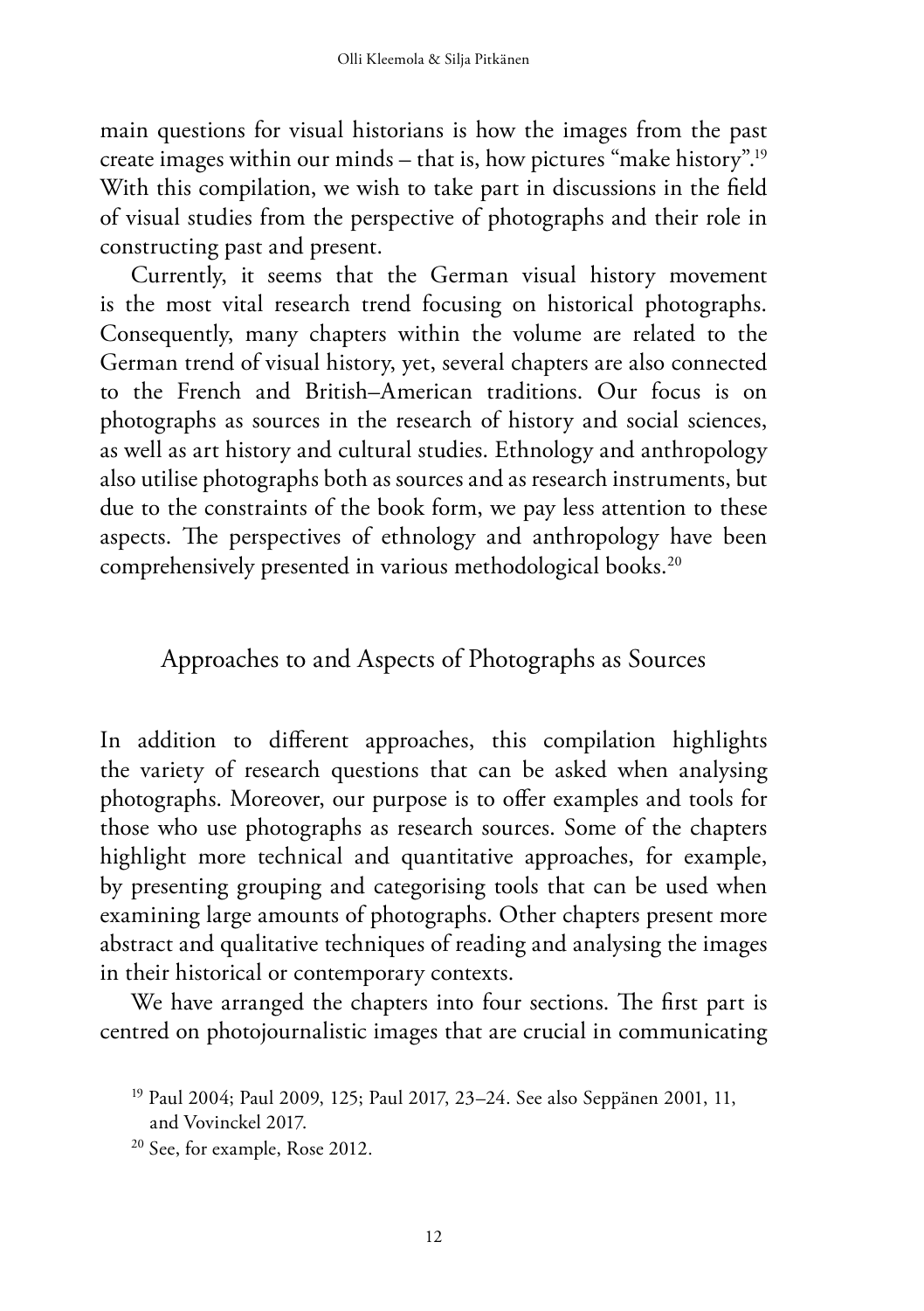main questions for visual historians is how the images from the past create images within our minds – that is, how pictures "make history".[19] With this compilation, we wish to take part in discussions in the field of visual studies from the perspective of photographs and their role in constructing past and present.

Currently, it seems that the German visual history movement is the most vital research trend focusing on historical photographs. Consequently, many chapters within the volume are related to the German trend of visual history, yet, several chapters are also connected to the French and British–American traditions. Our focus is on photographs as sources in the research of history and social sciences, as well as art history and cultural studies. Ethnology and anthropology also utilise photographs both as sources and as research instruments, but due to the constraints of the book form, we pay less attention to these aspects. The perspectives of ethnology and anthropology have been comprehensively presented in various methodological books.[20]

## Approaches to and Aspects of Photographs as Sources

In addition to different approaches, this compilation highlights the variety of research questions that can be asked when analysing photographs. Moreover, our purpose is to offer examples and tools for those who use photographs as research sources. Some of the chapters highlight more technical and quantitative approaches, for example, by presenting grouping and categorising tools that can be used when examining large amounts of photographs. Other chapters present more abstract and qualitative techniques of reading and analysing the images in their historical or contemporary contexts.

We have arranged the chapters into four sections. The first part is centred on photojournalistic images that are crucial in communicating

---

[19] Paul 2004; Paul 2009, 125; Paul 2017, 23–24. See also Seppänen 2001, 11, and Vovinckel 2017.

[20] See, for example, Rose 2012.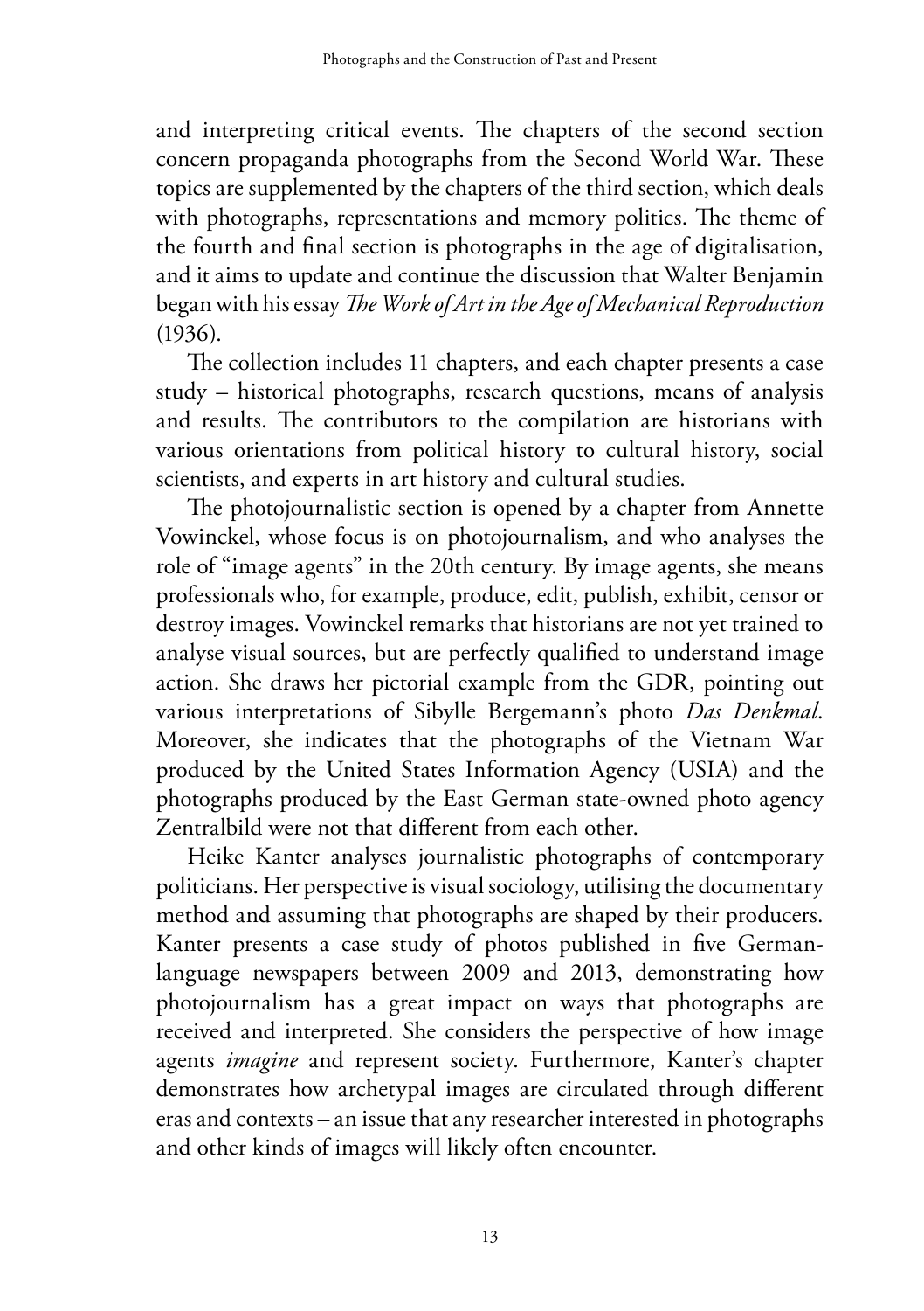and interpreting critical events. The chapters of the second section concern propaganda photographs from the Second World War. These topics are supplemented by the chapters of the third section, which deals with photographs, representations and memory politics. The theme of the fourth and final section is photographs in the age of digitalisation, and it aims to update and continue the discussion that Walter Benjamin began with his essay *The Work of Art in the Age of Mechanical Reproduction* (1936).

The collection includes 11 chapters, and each chapter presents a case study – historical photographs, research questions, means of analysis and results. The contributors to the compilation are historians with various orientations from political history to cultural history, social scientists, and experts in art history and cultural studies.

The photojournalistic section is opened by a chapter from Annette Vowinckel, whose focus is on photojournalism, and who analyses the role of "image agents" in the 20th century. By image agents, she means professionals who, for example, produce, edit, publish, exhibit, censor or destroy images. Vowinckel remarks that historians are not yet trained to analyse visual sources, but are perfectly qualified to understand image action. She draws her pictorial example from the GDR, pointing out various interpretations of Sibylle Bergemann's photo *Das Denkmal*. Moreover, she indicates that the photographs of the Vietnam War produced by the United States Information Agency (USIA) and the photographs produced by the East German state-owned photo agency Zentralbild were not that different from each other.

Heike Kanter analyses journalistic photographs of contemporary politicians. Her perspective is visual sociology, utilising the documentary method and assuming that photographs are shaped by their producers. Kanter presents a case study of photos published in five German-language newspapers between 2009 and 2013, demonstrating how photojournalism has a great impact on ways that photographs are received and interpreted. She considers the perspective of how image agents *imagine* and represent society. Furthermore, Kanter's chapter demonstrates how archetypal images are circulated through different eras and contexts – an issue that any researcher interested in photographs and other kinds of images will likely often encounter.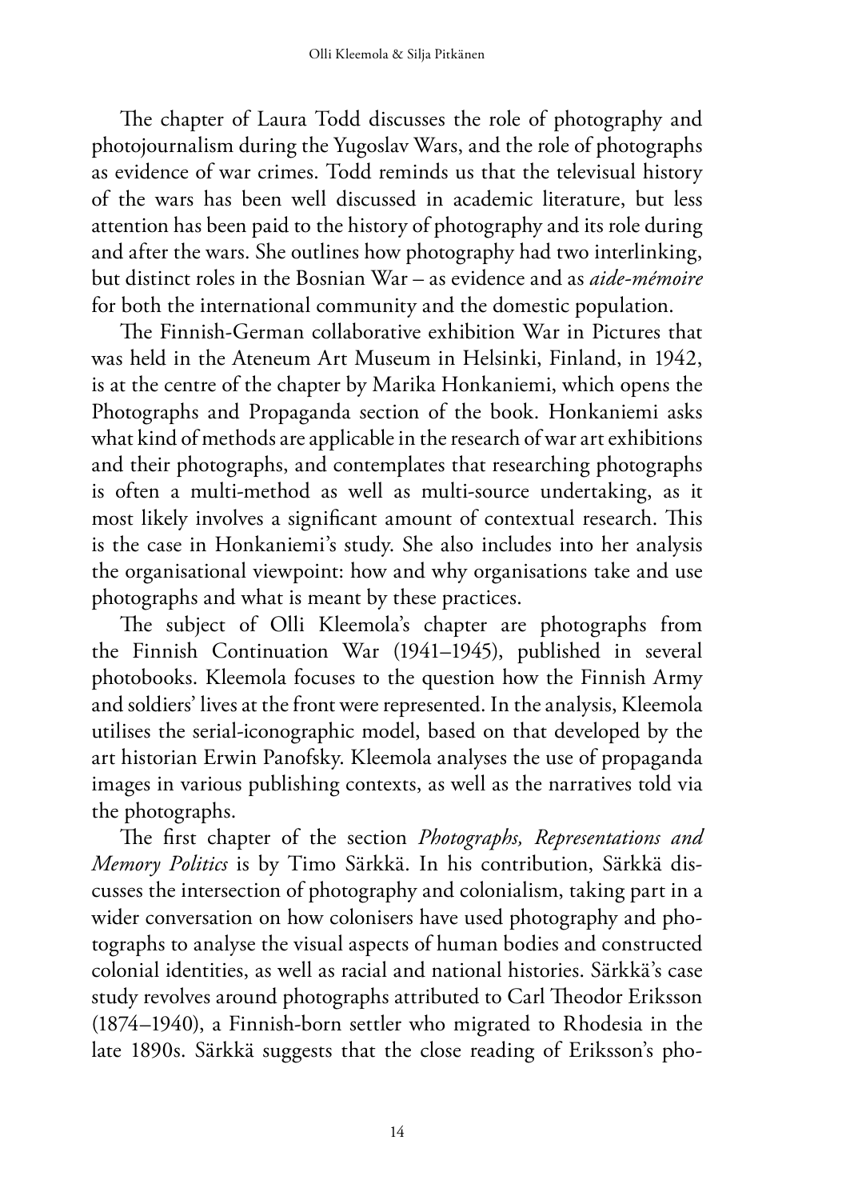The chapter of Laura Todd discusses the role of photography and photojournalism during the Yugoslav Wars, and the role of photographs as evidence of war crimes. Todd reminds us that the televisual history of the wars has been well discussed in academic literature, but less attention has been paid to the history of photography and its role during and after the wars. She outlines how photography had two interlinking, but distinct roles in the Bosnian War – as evidence and as *aide-mémoire* for both the international community and the domestic population.

The Finnish-German collaborative exhibition War in Pictures that was held in the Ateneum Art Museum in Helsinki, Finland, in 1942, is at the centre of the chapter by Marika Honkaniemi, which opens the Photographs and Propaganda section of the book. Honkaniemi asks what kind of methods are applicable in the research of war art exhibitions and their photographs, and contemplates that researching photographs is often a multi-method as well as multi-source undertaking, as it most likely involves a significant amount of contextual research. This is the case in Honkaniemi's study. She also includes into her analysis the organisational viewpoint: how and why organisations take and use photographs and what is meant by these practices.

The subject of Olli Kleemola's chapter are photographs from the Finnish Continuation War (1941–1945), published in several photobooks. Kleemola focuses to the question how the Finnish Army and soldiers' lives at the front were represented. In the analysis, Kleemola utilises the serial-iconographic model, based on that developed by the art historian Erwin Panofsky. Kleemola analyses the use of propaganda images in various publishing contexts, as well as the narratives told via the photographs.

The first chapter of the section *Photographs, Representations and Memory Politics* is by Timo Särkkä. In his contribution, Särkkä discusses the intersection of photography and colonialism, taking part in a wider conversation on how colonisers have used photography and photographs to analyse the visual aspects of human bodies and constructed colonial identities, as well as racial and national histories. Särkkä's case study revolves around photographs attributed to Carl Theodor Eriksson (1874–1940), a Finnish-born settler who migrated to Rhodesia in the late 1890s. Särkkä suggests that the close reading of Eriksson's pho-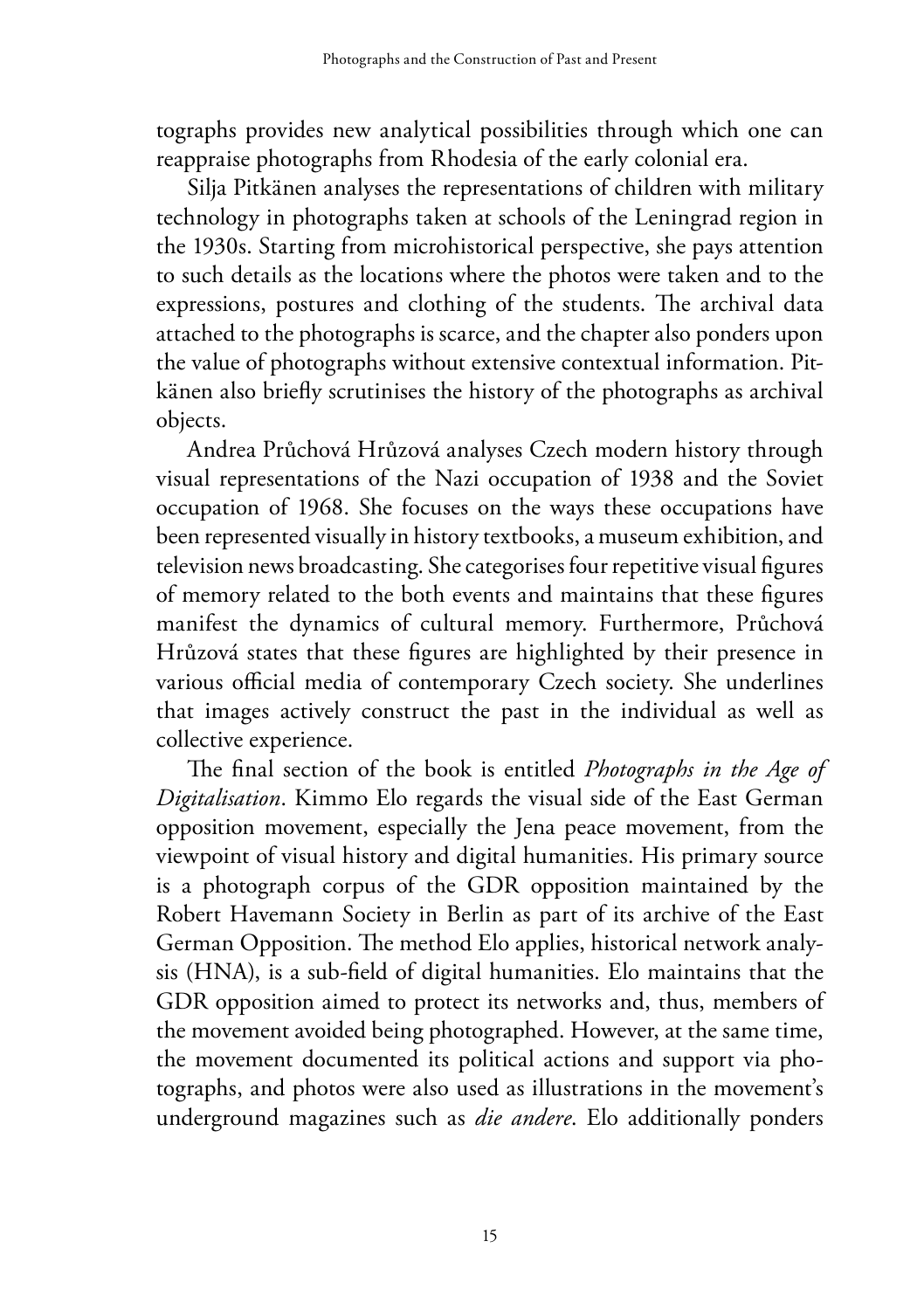tographs provides new analytical possibilities through which one can reappraise photographs from Rhodesia of the early colonial era.

Silja Pitkänen analyses the representations of children with military technology in photographs taken at schools of the Leningrad region in the 1930s. Starting from microhistorical perspective, she pays attention to such details as the locations where the photos were taken and to the expressions, postures and clothing of the students. The archival data attached to the photographs is scarce, and the chapter also ponders upon the value of photographs without extensive contextual information. Pitkänen also briefly scrutinises the history of the photographs as archival objects.

Andrea Průchová Hrůzová analyses Czech modern history through visual representations of the Nazi occupation of 1938 and the Soviet occupation of 1968. She focuses on the ways these occupations have been represented visually in history textbooks, a museum exhibition, and television news broadcasting. She categorises four repetitive visual figures of memory related to the both events and maintains that these figures manifest the dynamics of cultural memory. Furthermore, Průchová Hrůzová states that these figures are highlighted by their presence in various official media of contemporary Czech society. She underlines that images actively construct the past in the individual as well as collective experience.

The final section of the book is entitled *Photographs in the Age of Digitalisation*. Kimmo Elo regards the visual side of the East German opposition movement, especially the Jena peace movement, from the viewpoint of visual history and digital humanities. His primary source is a photograph corpus of the GDR opposition maintained by the Robert Havemann Society in Berlin as part of its archive of the East German Opposition. The method Elo applies, historical network analysis (HNA), is a sub-field of digital humanities. Elo maintains that the GDR opposition aimed to protect its networks and, thus, members of the movement avoided being photographed. However, at the same time, the movement documented its political actions and support via photographs, and photos were also used as illustrations in the movement's underground magazines such as *die andere*. Elo additionally ponders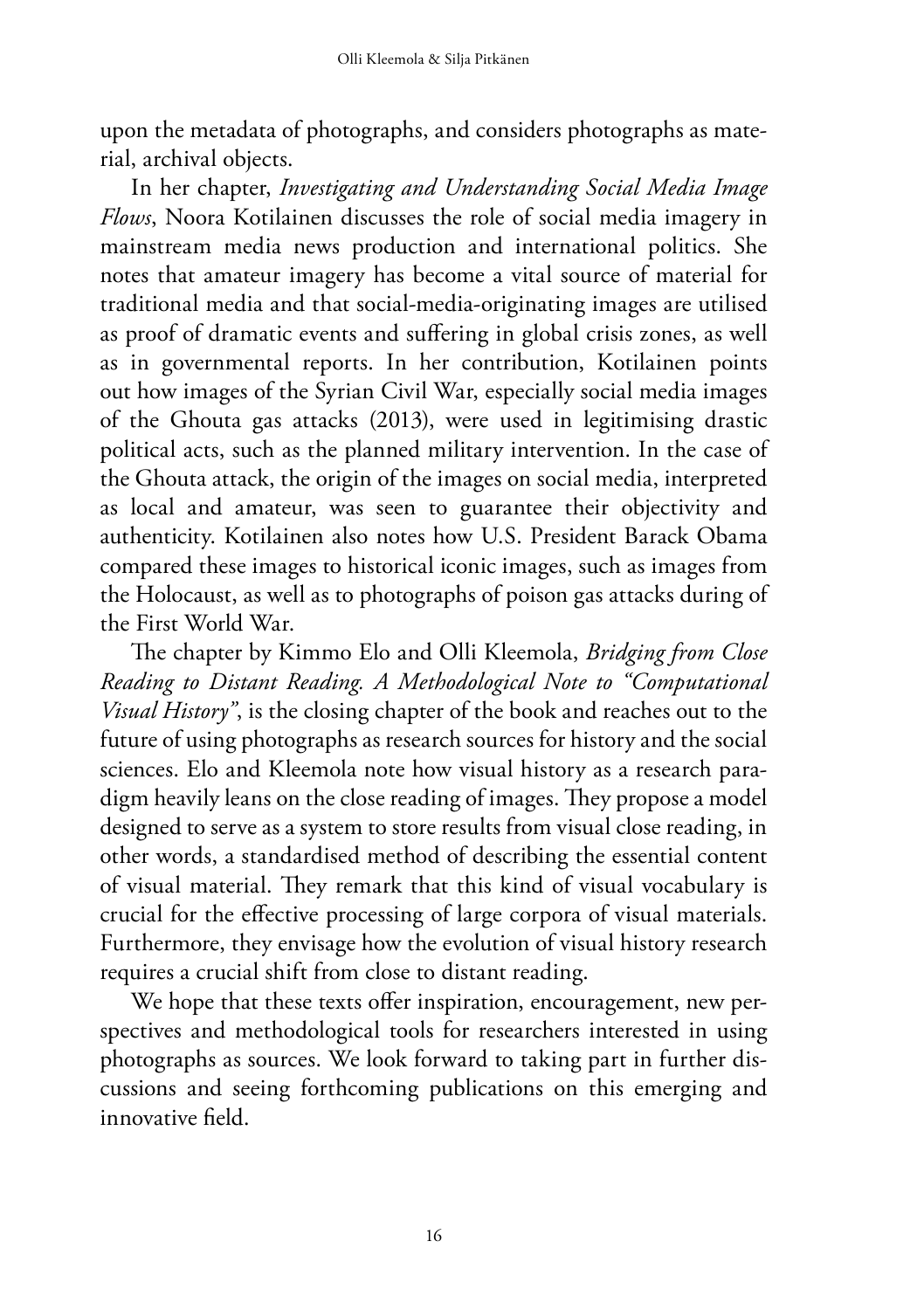upon the metadata of photographs, and considers photographs as material, archival objects.

In her chapter, *Investigating and Understanding Social Media Image Flows*, Noora Kotilainen discusses the role of social media imagery in mainstream media news production and international politics. She notes that amateur imagery has become a vital source of material for traditional media and that social-media-originating images are utilised as proof of dramatic events and suffering in global crisis zones, as well as in governmental reports. In her contribution, Kotilainen points out how images of the Syrian Civil War, especially social media images of the Ghouta gas attacks (2013), were used in legitimising drastic political acts, such as the planned military intervention. In the case of the Ghouta attack, the origin of the images on social media, interpreted as local and amateur, was seen to guarantee their objectivity and authenticity. Kotilainen also notes how U.S. President Barack Obama compared these images to historical iconic images, such as images from the Holocaust, as well as to photographs of poison gas attacks during of the First World War.

The chapter by Kimmo Elo and Olli Kleemola, *Bridging from Close Reading to Distant Reading. A Methodological Note to "Computational Visual History"*, is the closing chapter of the book and reaches out to the future of using photographs as research sources for history and the social sciences. Elo and Kleemola note how visual history as a research paradigm heavily leans on the close reading of images. They propose a model designed to serve as a system to store results from visual close reading, in other words, a standardised method of describing the essential content of visual material. They remark that this kind of visual vocabulary is crucial for the effective processing of large corpora of visual materials. Furthermore, they envisage how the evolution of visual history research requires a crucial shift from close to distant reading.

We hope that these texts offer inspiration, encouragement, new perspectives and methodological tools for researchers interested in using photographs as sources. We look forward to taking part in further discussions and seeing forthcoming publications on this emerging and innovative field.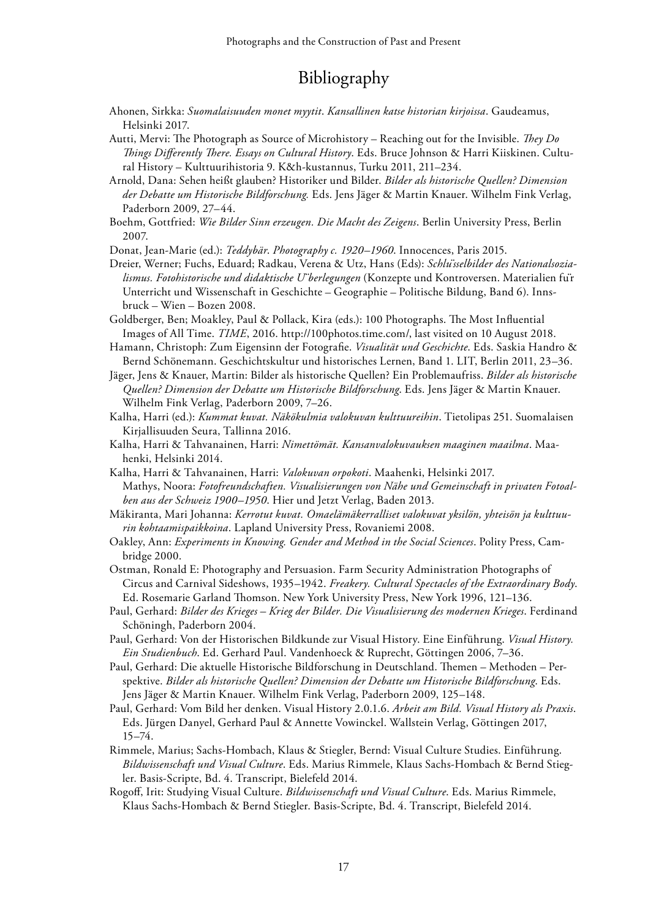# Bibliography

Ahonen, Sirkka: *Suomalaisuuden monet myytit*. *Kansallinen katse historian kirjoissa*. Gaudeamus, Helsinki 2017.

Autti, Mervi: The Photograph as Source of Microhistory – Reaching out for the Invisible. *They Do Things Differently There. Essays on Cultural History*. Eds. Bruce Johnson & Harri Kiiskinen. Cultural History – Kulttuurihistoria 9. K&h-kustannus, Turku 2011, 211–234.

Arnold, Dana: Sehen heißt glauben? Historiker und Bilder. *Bilder als historische Quellen? Dimension der Debatte um Historische Bildforschung.* Eds. Jens Jäger & Martin Knauer. Wilhelm Fink Verlag, Paderborn 2009, 27–44.

Boehm, Gottfried: *Wie Bilder Sinn erzeugen. Die Macht des Zeigens*. Berlin University Press, Berlin 2007.

Donat, Jean-Marie (ed.): *Teddybär*. *Photography c. 1920–1960.* Innocences, Paris 2015.

Dreier, Werner; Fuchs, Eduard; Radkau, Verena & Utz, Hans (Eds): *Schlüsselbilder des Nationalsozialismus. Fotohistorische und didaktische Überlegungen* (Konzepte und Kontroversen. Materialien für Unterricht und Wissenschaft in Geschichte – Geographie – Politische Bildung, Band 6). Innsbruck – Wien – Bozen 2008.

Goldberger, Ben; Moakley, Paul & Pollack, Kira (eds.): 100 Photographs. The Most Influential Images of All Time. *TIME*, 2016. http://100photos.time.com/, last visited on 10 August 2018.

Hamann, Christoph: Zum Eigensinn der Fotografie. *Visualität und Geschichte*. Eds. Saskia Handro & Bernd Schönemann. Geschichtskultur und historisches Lernen, Band 1. LIT, Berlin 2011, 23–36.

Jäger, Jens & Knauer, Martin: Bilder als historische Quellen? Ein Problemaufriss. *Bilder als historische Quellen? Dimension der Debatte um Historische Bildforschung*. Eds. Jens Jäger & Martin Knauer. Wilhelm Fink Verlag, Paderborn 2009, 7–26.

Kalha, Harri (ed.): *Kummat kuvat. Näkökulmia valokuvan kulttuureihin*. Tietolipas 251. Suomalaisen Kirjallisuuden Seura, Tallinna 2016.

Kalha, Harri & Tahvanainen, Harri: *Nimettömät. Kansanvalokuvauksen maaginen maailma*. Maahenki, Helsinki 2014.

Kalha, Harri & Tahvanainen, Harri: *Valokuvan orpokoti*. Maahenki, Helsinki 2017.

Mathys, Noora: *Fotofreundschaften. Visualisierungen von Nähe und Gemeinschaft in privaten Fotoalben aus der Schweiz 1900–1950*. Hier und Jetzt Verlag, Baden 2013.

Mäkiranta, Mari Johanna: *Kerrotut kuvat. Omaelämäkerralliset valokuvat yksilön, yhteisön ja kulttuurin kohtaamispaikkoina*. Lapland University Press, Rovaniemi 2008.

Oakley, Ann: *Experiments in Knowing. Gender and Method in the Social Sciences*. Polity Press, Cambridge 2000.

Ostman, Ronald E: Photography and Persuasion. Farm Security Administration Photographs of Circus and Carnival Sideshows, 1935–1942. *Freakery. Cultural Spectacles of the Extraordinary Body*. Ed. Rosemarie Garland Thomson. New York University Press, New York 1996, 121–136.

Paul, Gerhard: *Bilder des Krieges – Krieg der Bilder. Die Visualisierung des modernen Krieges*. Ferdinand Schöningh, Paderborn 2004.

Paul, Gerhard: Von der Historischen Bildkunde zur Visual History. Eine Einführung. *Visual History. Ein Studienbuch*. Ed. Gerhard Paul. Vandenhoeck & Ruprecht, Göttingen 2006, 7–36.

Paul, Gerhard: Die aktuelle Historische Bildforschung in Deutschland. Themen – Methoden – Perspektive. *Bilder als historische Quellen? Dimension der Debatte um Historische Bildforschung*. Eds. Jens Jäger & Martin Knauer. Wilhelm Fink Verlag, Paderborn 2009, 125–148.

Paul, Gerhard: Vom Bild her denken. Visual History 2.0.1.6. *Arbeit am Bild. Visual History als Praxis*. Eds. Jürgen Danyel, Gerhard Paul & Annette Vowinckel. Wallstein Verlag, Göttingen 2017, 15–74.

Rimmele, Marius; Sachs-Hombach, Klaus & Stiegler, Bernd: Visual Culture Studies. Einführung. *Bildwissenschaft und Visual Culture*. Eds. Marius Rimmele, Klaus Sachs-Hombach & Bernd Stiegler. Basis-Scripte, Bd. 4. Transcript, Bielefeld 2014.

Rogoff, Irit: Studying Visual Culture. *Bildwissenschaft und Visual Culture*. Eds. Marius Rimmele, Klaus Sachs-Hombach & Bernd Stiegler. Basis-Scripte, Bd. 4. Transcript, Bielefeld 2014.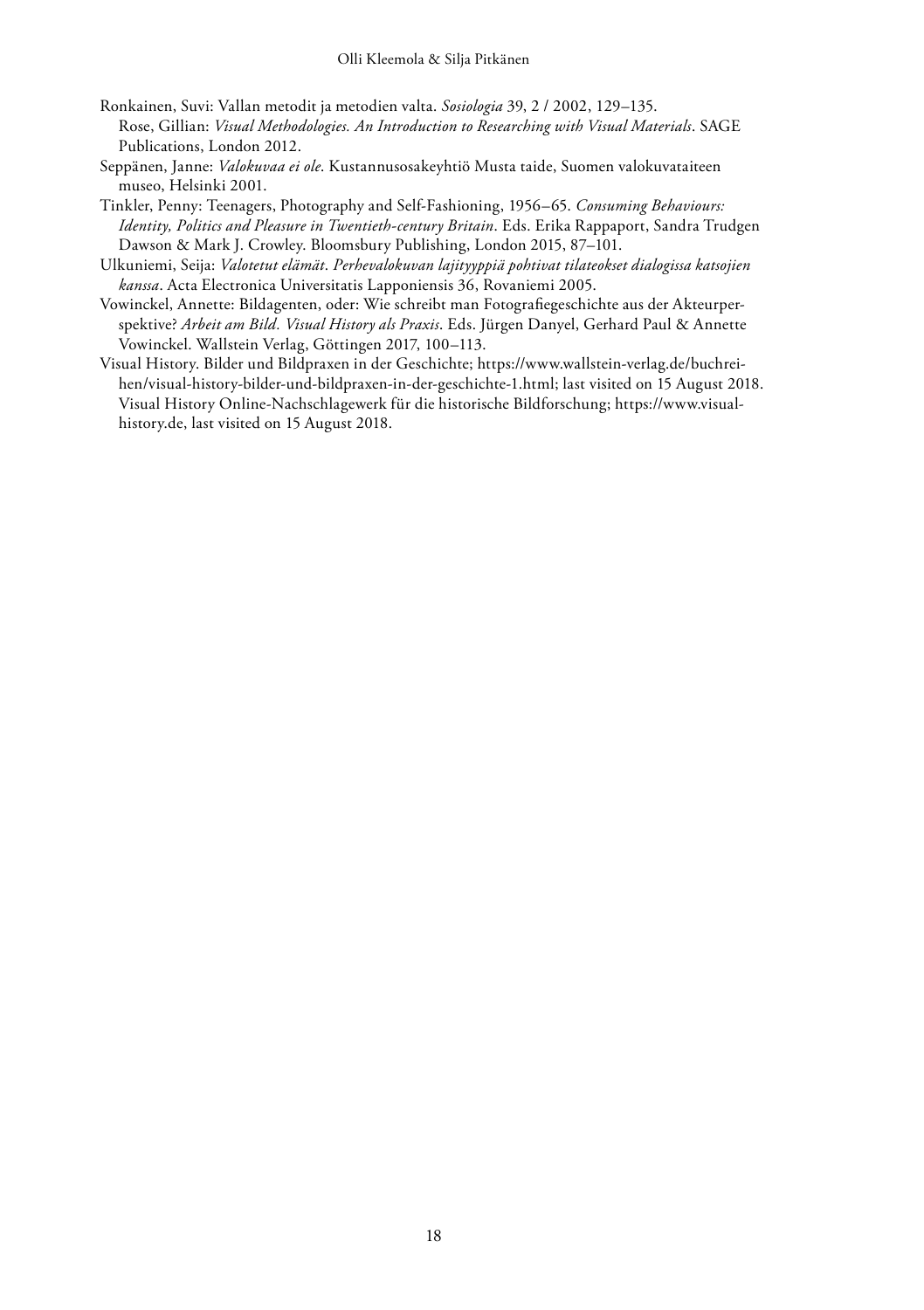Ronkainen, Suvi: Vallan metodit ja metodien valta. *Sosiologia* 39, 2 / 2002, 129–135.

Rose, Gillian: *Visual Methodologies. An Introduction to Researching with Visual Materials*. SAGE Publications, London 2012.

Seppänen, Janne: *Valokuvaa ei ole*. Kustannusosakeyhtiö Musta taide, Suomen valokuvataiteen museo, Helsinki 2001.

Tinkler, Penny: Teenagers, Photography and Self-Fashioning, 1956–65. *Consuming Behaviours: Identity, Politics and Pleasure in Twentieth-century Britain*. Eds. Erika Rappaport, Sandra Trudgen Dawson & Mark J. Crowley. Bloomsbury Publishing, London 2015, 87–101.

Ulkuniemi, Seija: *Valotetut elämät. Perhevalokuvan lajityyppiä pohtivat tilateokset dialogissa katsojien kanssa*. Acta Electronica Universitatis Lapponiensis 36, Rovaniemi 2005.

Vowinckel, Annette: Bildagenten, oder: Wie schreibt man Fotografiegeschichte aus der Akteurperspektive? *Arbeit am Bild. Visual History als Praxis*. Eds. Jürgen Danyel, Gerhard Paul & Annette Vowinckel. Wallstein Verlag, Göttingen 2017, 100–113.

Visual History. Bilder und Bildpraxen in der Geschichte; https://www.wallstein-verlag.de/buchreihen/visual-history-bilder-und-bildpraxen-in-der-geschichte-1.html; last visited on 15 August 2018.

Visual History Online-Nachschlagewerk für die historische Bildforschung; https://www.visual-history.de, last visited on 15 August 2018.